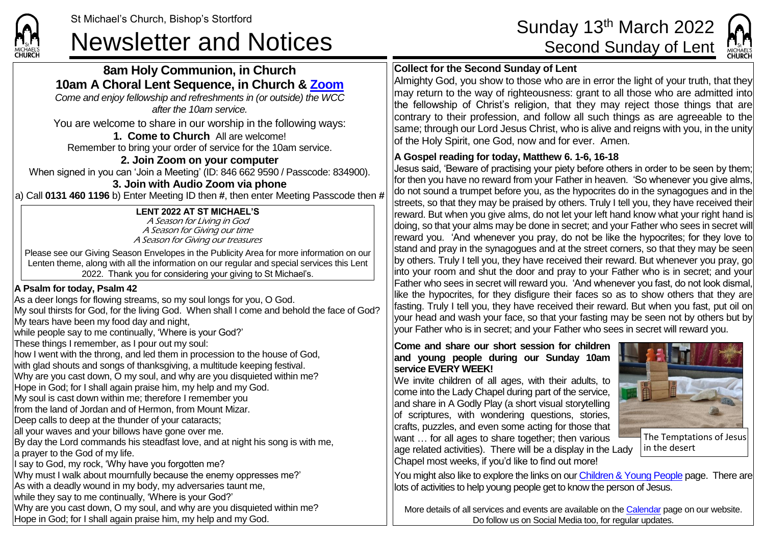St Michael's Church, Bishop's Stortford

# Newsletter and Notices

# Sunday 13th March 2022
## Second Sunday of Lent

### 8am Holy Communion, in Church
### 10am A Choral Lent Sequence, in Church & Zoom

*Come and enjoy fellowship and refreshments in (or outside) the WCC after the 10am service.*

You are welcome to share in our worship in the following ways:

**1. Come to Church** All are welcome!
Remember to bring your order of service for the 10am service.

**2. Join Zoom on your computer**
When signed in you can 'Join a Meeting' (ID: 846 662 9590 / Passcode: 834900).

**3. Join with Audio Zoom via phone**
a) Call **0131 460 1196** b) Enter Meeting ID then **#**, then enter Meeting Passcode then **#**

**LENT 2022 AT ST MICHAEL'S**
*A Season for Living in God*
*A Season for Giving our time*
*A Season for Giving our treasures*

Please see our Giving Season Envelopes in the Publicity Area for more information on our Lenten theme, along with all the information on our regular and special services this Lent 2022. Thank you for considering your giving to St Michael's.

**A Psalm for today, Psalm 42**

As a deer longs for flowing streams, so my soul longs for you, O God.
My soul thirsts for God, for the living God. When shall I come and behold the face of God?
My tears have been my food day and night,
while people say to me continually, 'Where is your God?'
These things I remember, as I pour out my soul:
how I went with the throng, and led them in procession to the house of God,
with glad shouts and songs of thanksgiving, a multitude keeping festival.
Why are you cast down, O my soul, and why are you disquieted within me?
Hope in God; for I shall again praise him, my help and my God.
My soul is cast down within me; therefore I remember you
from the land of Jordan and of Hermon, from Mount Mizar.
Deep calls to deep at the thunder of your cataracts;
all your waves and your billows have gone over me.
By day the Lord commands his steadfast love, and at night his song is with me,
a prayer to the God of my life.
I say to God, my rock, 'Why have you forgotten me?
Why must I walk about mournfully because the enemy oppresses me?'
As with a deadly wound in my body, my adversaries taunt me,
while they say to me continually, 'Where is your God?'
Why are you cast down, O my soul, and why are you disquieted within me?
Hope in God; for I shall again praise him, my help and my God.

**Collect for the Second Sunday of Lent**

Almighty God, you show to those who are in error the light of your truth, that they may return to the way of righteousness: grant to all those who are admitted into the fellowship of Christ's religion, that they may reject those things that are contrary to their profession, and follow all such things as are agreeable to the same; through our Lord Jesus Christ, who is alive and reigns with you, in the unity of the Holy Spirit, one God, now and for ever. Amen.

**A Gospel reading for today, Matthew 6. 1-6, 16-18**

Jesus said, 'Beware of practising your piety before others in order to be seen by them; for then you have no reward from your Father in heaven. 'So whenever you give alms, do not sound a trumpet before you, as the hypocrites do in the synagogues and in the streets, so that they may be praised by others. Truly I tell you, they have received their reward. But when you give alms, do not let your left hand know what your right hand is doing, so that your alms may be done in secret; and your Father who sees in secret will reward you. 'And whenever you pray, do not be like the hypocrites; for they love to stand and pray in the synagogues and at the street corners, so that they may be seen by others. Truly I tell you, they have received their reward. But whenever you pray, go into your room and shut the door and pray to your Father who is in secret; and your Father who sees in secret will reward you. 'And whenever you fast, do not look dismal, like the hypocrites, for they disfigure their faces so as to show others that they are fasting. Truly I tell you, they have received their reward. But when you fast, put oil on your head and wash your face, so that your fasting may be seen not by others but by your Father who is in secret; and your Father who sees in secret will reward you.

**Come and share our short session for children and young people during our Sunday 10am service EVERY WEEK!**

We invite children of all ages, with their adults, to come into the Lady Chapel during part of the service, and share in A Godly Play (a short visual storytelling of scriptures, with wondering questions, stories, crafts, puzzles, and even some acting for those that want … for all ages to share together; then various age related activities). There will be a display in the Lady Chapel most weeks, if you'd like to find out more!

The Temptations of Jesus in the desert

You might also like to explore the links on our Children & Young People page. There are lots of activities to help young people get to know the person of Jesus.

More details of all services and events are available on the Calendar page on our website. Do follow us on Social Media too, for regular updates.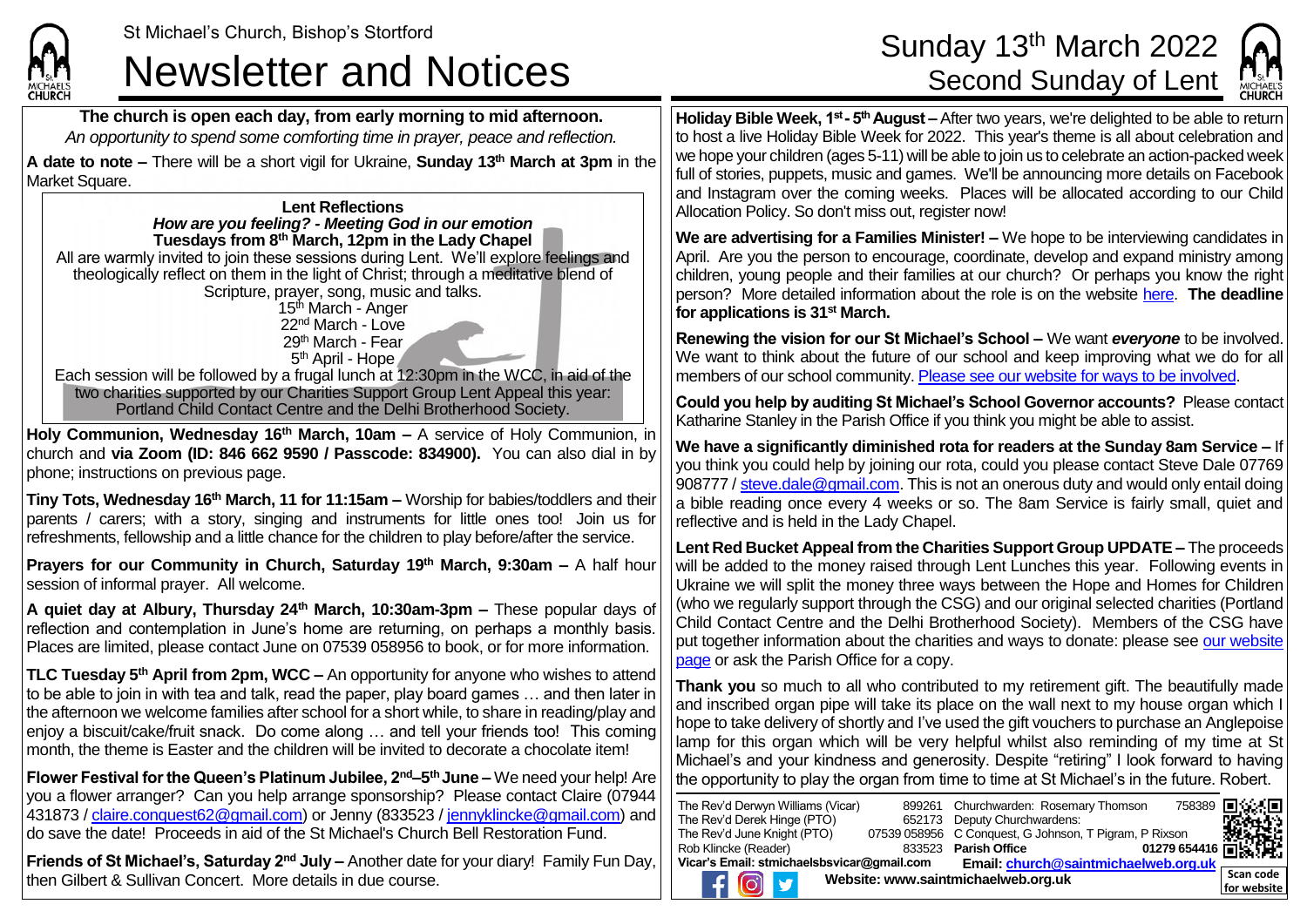St Michael's Church, Bishop's Stortford

# Newsletter and Notices

## Sunday 13th March 2022 Second Sunday of Lent

**The church is open each day, from early morning to mid afternoon.**

*An opportunity to spend some comforting time in prayer, peace and reflection.*

**A date to note –** There will be a short vigil for Ukraine, **Sunday 13th March at 3pm** in the Market Square.

**Lent Reflections**

***How are you feeling? - Meeting God in our emotion***

**Tuesdays from 8th March, 12pm in the Lady Chapel**

All are warmly invited to join these sessions during Lent. We'll explore feelings and theologically reflect on them in the light of Christ; through a meditative blend of Scripture, prayer, song, music and talks.

15th March - Anger
22nd March - Love
29th March - Fear
5th April - Hope

Each session will be followed by a frugal lunch at 12:30pm in the WCC, in aid of the two charities supported by our Charities Support Group Lent Appeal this year: Portland Child Contact Centre and the Delhi Brotherhood Society.

**Holy Communion, Wednesday 16th March, 10am –** A service of Holy Communion, in church and **via Zoom (ID: 846 662 9590 / Passcode: 834900).** You can also dial in by phone; instructions on previous page.

**Tiny Tots, Wednesday 16th March, 11 for 11:15am –** Worship for babies/toddlers and their parents / carers; with a story, singing and instruments for little ones too! Join us for refreshments, fellowship and a little chance for the children to play before/after the service.

**Prayers for our Community in Church, Saturday 19th March, 9:30am –** A half hour session of informal prayer. All welcome.

**A quiet day at Albury, Thursday 24th March, 10:30am-3pm –** These popular days of reflection and contemplation in June's home are returning, on perhaps a monthly basis. Places are limited, please contact June on 07539 058956 to book, or for more information.

**TLC Tuesday 5th April from 2pm, WCC –** An opportunity for anyone who wishes to attend to be able to join in with tea and talk, read the paper, play board games … and then later in the afternoon we welcome families after school for a short while, to share in reading/play and enjoy a biscuit/cake/fruit snack. Do come along … and tell your friends too! This coming month, the theme is Easter and the children will be invited to decorate a chocolate item!

**Flower Festival for the Queen's Platinum Jubilee, 2nd–5th June –** We need your help! Are you a flower arranger? Can you help arrange sponsorship? Please contact Claire (07944 431873 / claire.conquest62@gmail.com) or Jenny (833523 / jennyklincke@gmail.com) and do save the date! Proceeds in aid of the St Michael's Church Bell Restoration Fund.

**Friends of St Michael's, Saturday 2nd July –** Another date for your diary! Family Fun Day, then Gilbert & Sullivan Concert. More details in due course.

**Holiday Bible Week, 1st - 5th August –** After two years, we're delighted to be able to return to host a live Holiday Bible Week for 2022. This year's theme is all about celebration and we hope your children (ages 5-11) will be able to join us to celebrate an action-packed week full of stories, puppets, music and games. We'll be announcing more details on Facebook and Instagram over the coming weeks. Places will be allocated according to our Child Allocation Policy. So don't miss out, register now!

**We are advertising for a Families Minister! –** We hope to be interviewing candidates in April. Are you the person to encourage, coordinate, develop and expand ministry among children, young people and their families at our church? Or perhaps you know the right person? More detailed information about the role is on the website here. **The deadline for applications is 31st March.**

**Renewing the vision for our St Michael's School –** We want ***everyone*** to be involved. We want to think about the future of our school and keep improving what we do for all members of our school community. Please see our website for ways to be involved.

**Could you help by auditing St Michael's School Governor accounts?** Please contact Katharine Stanley in the Parish Office if you think you might be able to assist.

**We have a significantly diminished rota for readers at the Sunday 8am Service –** If you think you could help by joining our rota, could you please contact Steve Dale 07769 908777 / steve.dale@gmail.com. This is not an onerous duty and would only entail doing a bible reading once every 4 weeks or so. The 8am Service is fairly small, quiet and reflective and is held in the Lady Chapel.

**Lent Red Bucket Appeal from the Charities Support Group UPDATE –** The proceeds will be added to the money raised through Lent Lunches this year. Following events in Ukraine we will split the money three ways between the Hope and Homes for Children (who we regularly support through the CSG) and our original selected charities (Portland Child Contact Centre and the Delhi Brotherhood Society). Members of the CSG have put together information about the charities and ways to donate: please see our website page or ask the Parish Office for a copy.

**Thank you** so much to all who contributed to my retirement gift. The beautifully made and inscribed organ pipe will take its place on the wall next to my house organ which I hope to take delivery of shortly and I've used the gift vouchers to purchase an Anglepoise lamp for this organ which will be very helpful whilst also reminding of my time at St Michael's and your kindness and generosity. Despite "retiring" I look forward to having the opportunity to play the organ from time to time at St Michael's in the future. Robert.

| | | | |
|---|---|---|---|
| The Rev'd Derwyn Williams (Vicar) | 899261 | Churchwarden: Rosemary Thomson | 758389 |
| The Rev'd Derek Hinge (PTO) | 652173 | Deputy Churchwardens: | |
| The Rev'd June Knight (PTO) | 07539 058956 | C Conquest, G Johnson, T Pigram, P Rixson | |
| Rob Klincke (Reader) | 833523 | **Parish Office** | **01279 654416** |

**Vicar's Email: stmichaelsbsvicar@gmail.com** **Email: church@saintmichaelweb.org.uk**

**Website: www.saintmichaelweb.org.uk**

Scan code for website